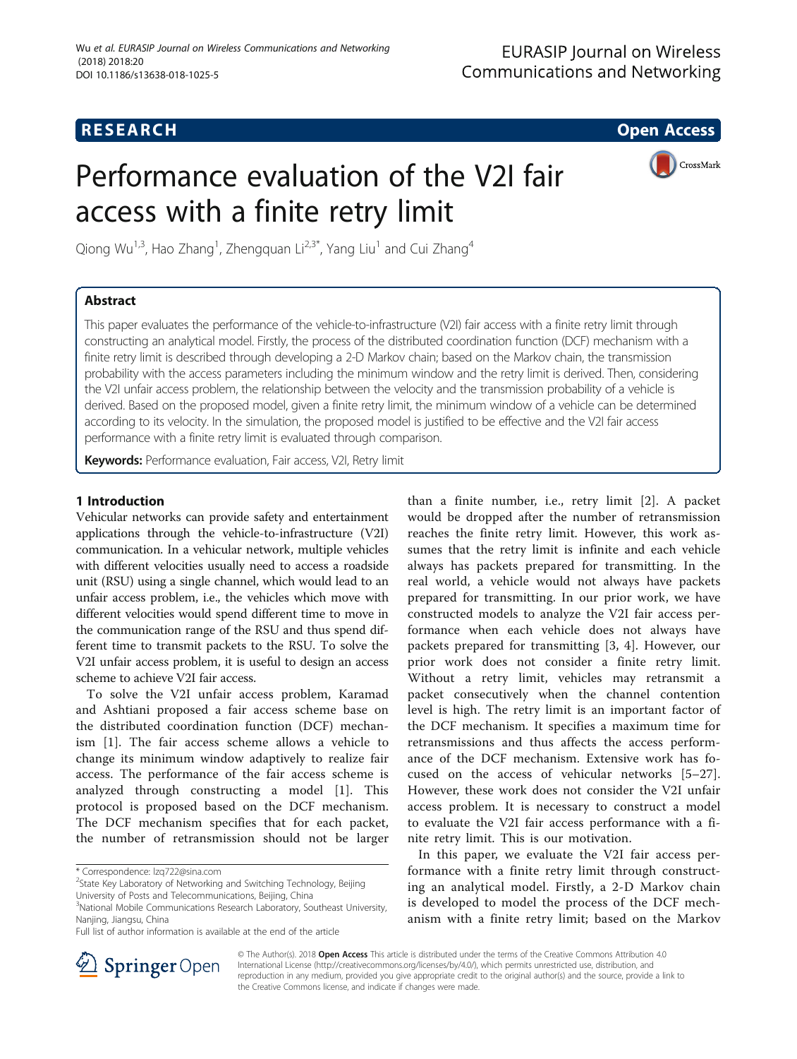RESEARCH Open Access

# Performance evaluation of the V2I fair access with a finite retry limit

Qiong Wu[1,3], Hao Zhang[1], Zhengquan Li[2,3*], Yang Liu[1] and Cui Zhang[4]

## Abstract

This paper evaluates the performance of the vehicle-to-infrastructure (V2I) fair access with a finite retry limit through constructing an analytical model. Firstly, the process of the distributed coordination function (DCF) mechanism with a finite retry limit is described through developing a 2-D Markov chain; based on the Markov chain, the transmission probability with the access parameters including the minimum window and the retry limit is derived. Then, considering the V2I unfair access problem, the relationship between the velocity and the transmission probability of a vehicle is derived. Based on the proposed model, given a finite retry limit, the minimum window of a vehicle can be determined according to its velocity. In the simulation, the proposed model is justified to be effective and the V2I fair access performance with a finite retry limit is evaluated through comparison.

**Keywords:** Performance evaluation, Fair access, V2I, Retry limit

## 1 Introduction

Vehicular networks can provide safety and entertainment applications through the vehicle-to-infrastructure (V2I) communication. In a vehicular network, multiple vehicles with different velocities usually need to access a roadside unit (RSU) using a single channel, which would lead to an unfair access problem, i.e., the vehicles which move with different velocities would spend different time to move in the communication range of the RSU and thus spend different time to transmit packets to the RSU. To solve the V2I unfair access problem, it is useful to design an access scheme to achieve V2I fair access.

To solve the V2I unfair access problem, Karamad and Ashtiani proposed a fair access scheme base on the distributed coordination function (DCF) mechanism [1]. The fair access scheme allows a vehicle to change its minimum window adaptively to realize fair access. The performance of the fair access scheme is analyzed through constructing a model [1]. This protocol is proposed based on the DCF mechanism. The DCF mechanism specifies that for each packet, the number of retransmission should not be larger than a finite number, i.e., retry limit [2]. A packet would be dropped after the number of retransmission reaches the finite retry limit. However, this work assumes that the retry limit is infinite and each vehicle always has packets prepared for transmitting. In the real world, a vehicle would not always have packets prepared for transmitting. In our prior work, we have constructed models to analyze the V2I fair access performance when each vehicle does not always have packets prepared for transmitting [3, 4]. However, our prior work does not consider a finite retry limit. Without a retry limit, vehicles may retransmit a packet consecutively when the channel contention level is high. The retry limit is an important factor of the DCF mechanism. It specifies a maximum time for retransmissions and thus affects the access performance of the DCF mechanism. Extensive work has focused on the access of vehicular networks [5–27]. However, these work does not consider the V2I unfair access problem. It is necessary to construct a model to evaluate the V2I fair access performance with a finite retry limit. This is our motivation.

In this paper, we evaluate the V2I fair access performance with a finite retry limit through constructing an analytical model. Firstly, a 2-D Markov chain is developed to model the process of the DCF mechanism with a finite retry limit; based on the Markov

---

* Correspondence: lzq722@sina.com
[2]State Key Laboratory of Networking and Switching Technology, Beijing University of Posts and Telecommunications, Beijing, China
[3]National Mobile Communications Research Laboratory, Southeast University, Nanjing, Jiangsu, China
Full list of author information is available at the end of the article

© The Author(s). 2018 **Open Access** This article is distributed under the terms of the Creative Commons Attribution 4.0 International License (http://creativecommons.org/licenses/by/4.0/), which permits unrestricted use, distribution, and reproduction in any medium, provided you give appropriate credit to the original author(s) and the source, provide a link to the Creative Commons license, and indicate if changes were made.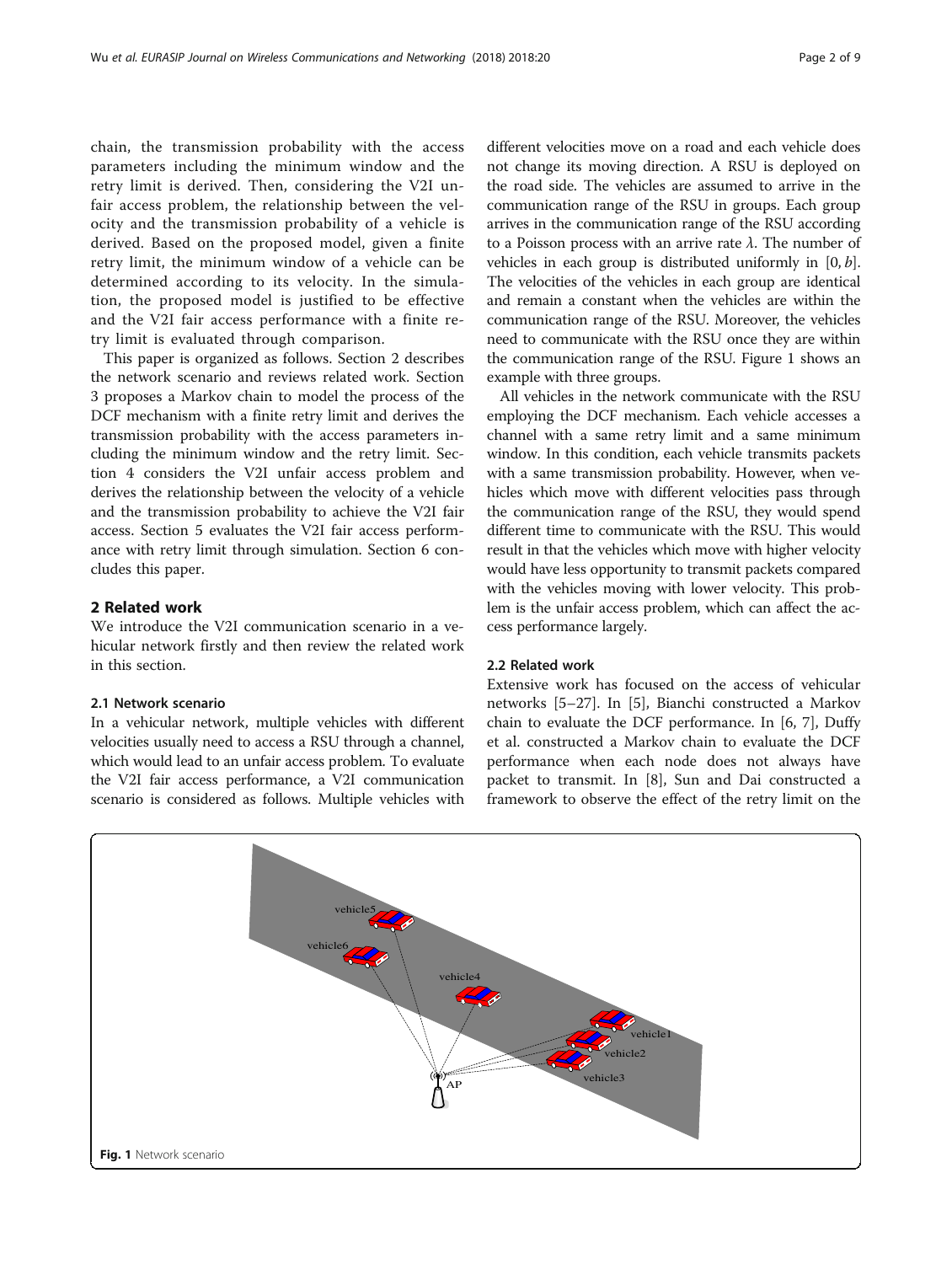chain, the transmission probability with the access parameters including the minimum window and the retry limit is derived. Then, considering the V2I unfair access problem, the relationship between the velocity and the transmission probability of a vehicle is derived. Based on the proposed model, given a finite retry limit, the minimum window of a vehicle can be determined according to its velocity. In the simulation, the proposed model is justified to be effective and the V2I fair access performance with a finite retry limit is evaluated through comparison.

This paper is organized as follows. Section 2 describes the network scenario and reviews related work. Section 3 proposes a Markov chain to model the process of the DCF mechanism with a finite retry limit and derives the transmission probability with the access parameters including the minimum window and the retry limit. Section 4 considers the V2I unfair access problem and derives the relationship between the velocity of a vehicle and the transmission probability to achieve the V2I fair access. Section 5 evaluates the V2I fair access performance with retry limit through simulation. Section 6 concludes this paper.

## 2 Related work

We introduce the V2I communication scenario in a vehicular network firstly and then review the related work in this section.

### 2.1 Network scenario

In a vehicular network, multiple vehicles with different velocities usually need to access a RSU through a channel, which would lead to an unfair access problem. To evaluate the V2I fair access performance, a V2I communication scenario is considered as follows. Multiple vehicles with different velocities move on a road and each vehicle does not change its moving direction. A RSU is deployed on the road side. The vehicles are assumed to arrive in the communication range of the RSU in groups. Each group arrives in the communication range of the RSU according to a Poisson process with an arrive rate $\lambda$. The number of vehicles in each group is distributed uniformly in $[0, b]$. The velocities of the vehicles in each group are identical and remain a constant when the vehicles are within the communication range of the RSU. Moreover, the vehicles need to communicate with the RSU once they are within the communication range of the RSU. Figure 1 shows an example with three groups.

All vehicles in the network communicate with the RSU employing the DCF mechanism. Each vehicle accesses a channel with a same retry limit and a same minimum window. In this condition, each vehicle transmits packets with a same transmission probability. However, when vehicles which move with different velocities pass through the communication range of the RSU, they would spend different time to communicate with the RSU. This would result in that the vehicles which move with higher velocity would have less opportunity to transmit packets compared with the vehicles moving with lower velocity. This problem is the unfair access problem, which can affect the access performance largely.

### 2.2 Related work

Extensive work has focused on the access of vehicular networks [5–27]. In [5], Bianchi constructed a Markov chain to evaluate the DCF performance. In [6, 7], Duffy et al. constructed a Markov chain to evaluate the DCF performance when each node does not always have packet to transmit. In [8], Sun and Dai constructed a framework to observe the effect of the retry limit on the

**Fig. 1** Network scenario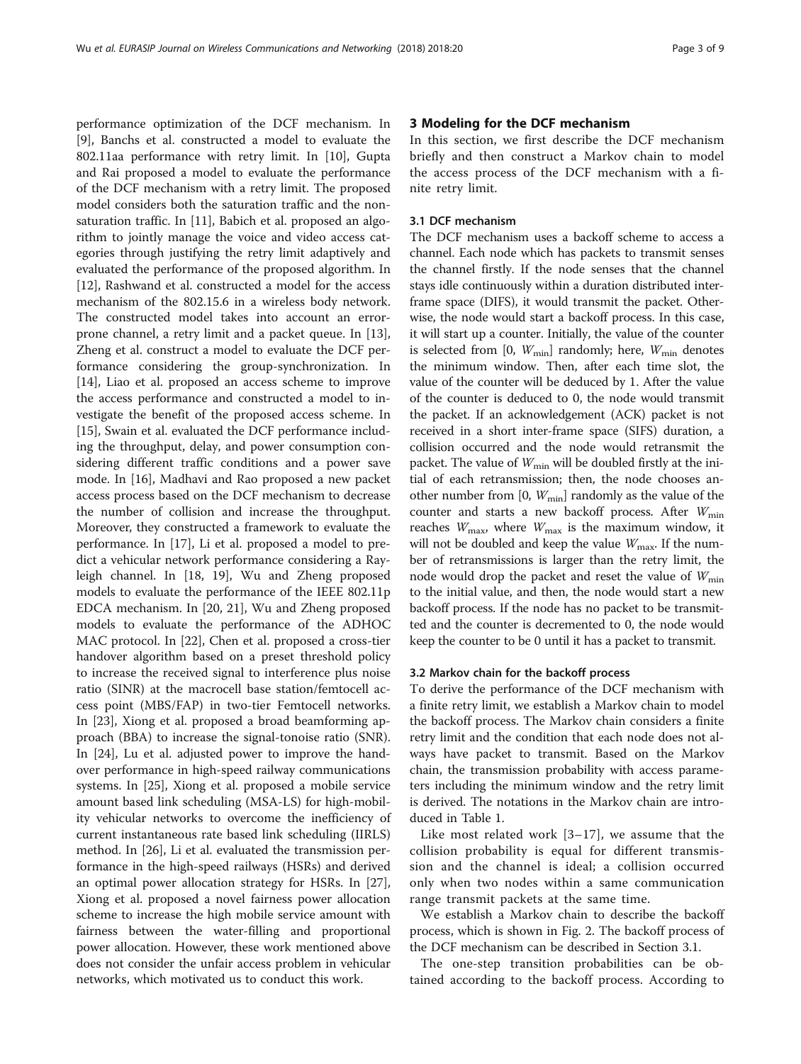performance optimization of the DCF mechanism. In [9], Banchs et al. constructed a model to evaluate the 802.11aa performance with retry limit. In [10], Gupta and Rai proposed a model to evaluate the performance of the DCF mechanism with a retry limit. The proposed model considers both the saturation traffic and the non-saturation traffic. In [11], Babich et al. proposed an algorithm to jointly manage the voice and video access categories through justifying the retry limit adaptively and evaluated the performance of the proposed algorithm. In [12], Rashwand et al. constructed a model for the access mechanism of the 802.15.6 in a wireless body network. The constructed model takes into account an error-prone channel, a retry limit and a packet queue. In [13], Zheng et al. construct a model to evaluate the DCF performance considering the group-synchronization. In [14], Liao et al. proposed an access scheme to improve the access performance and constructed a model to investigate the benefit of the proposed access scheme. In [15], Swain et al. evaluated the DCF performance including the throughput, delay, and power consumption considering different traffic conditions and a power save mode. In [16], Madhavi and Rao proposed a new packet access process based on the DCF mechanism to decrease the number of collision and increase the throughput. Moreover, they constructed a framework to evaluate the performance. In [17], Li et al. proposed a model to predict a vehicular network performance considering a Rayleigh channel. In [18, 19], Wu and Zheng proposed models to evaluate the performance of the IEEE 802.11p EDCA mechanism. In [20, 21], Wu and Zheng proposed models to evaluate the performance of the ADHOC MAC protocol. In [22], Chen et al. proposed a cross-tier handover algorithm based on a preset threshold policy to increase the received signal to interference plus noise ratio (SINR) at the macrocell base station/femtocell access point (MBS/FAP) in two-tier Femtocell networks. In [23], Xiong et al. proposed a broad beamforming approach (BBA) to increase the signal-tonoise ratio (SNR). In [24], Lu et al. adjusted power to improve the handover performance in high-speed railway communications systems. In [25], Xiong et al. proposed a mobile service amount based link scheduling (MSA-LS) for high-mobility vehicular networks to overcome the inefficiency of current instantaneous rate based link scheduling (IIRLS) method. In [26], Li et al. evaluated the transmission performance in the high-speed railways (HSRs) and derived an optimal power allocation strategy for HSRs. In [27], Xiong et al. proposed a novel fairness power allocation scheme to increase the high mobile service amount with fairness between the water-filling and proportional power allocation. However, these work mentioned above does not consider the unfair access problem in vehicular networks, which motivated us to conduct this work.

## 3 Modeling for the DCF mechanism

In this section, we first describe the DCF mechanism briefly and then construct a Markov chain to model the access process of the DCF mechanism with a finite retry limit.

### 3.1 DCF mechanism

The DCF mechanism uses a backoff scheme to access a channel. Each node which has packets to transmit senses the channel firstly. If the node senses that the channel stays idle continuously within a duration distributed inter-frame space (DIFS), it would transmit the packet. Otherwise, the node would start a backoff process. In this case, it will start up a counter. Initially, the value of the counter is selected from [0, $W_{\min}$] randomly; here, $W_{\min}$ denotes the minimum window. Then, after each time slot, the value of the counter will be deduced by 1. After the value of the counter is deduced to 0, the node would transmit the packet. If an acknowledgement (ACK) packet is not received in a short inter-frame space (SIFS) duration, a collision occurred and the node would retransmit the packet. The value of $W_{\min}$ will be doubled firstly at the initial of each retransmission; then, the node chooses another number from [0, $W_{\min}$] randomly as the value of the counter and starts a new backoff process. After $W_{\min}$ reaches $W_{\max}$, where $W_{\max}$ is the maximum window, it will not be doubled and keep the value $W_{\max}$. If the number of retransmissions is larger than the retry limit, the node would drop the packet and reset the value of $W_{\min}$ to the initial value, and then, the node would start a new backoff process. If the node has no packet to be transmitted and the counter is decremented to 0, the node would keep the counter to be 0 until it has a packet to transmit.

### 3.2 Markov chain for the backoff process

To derive the performance of the DCF mechanism with a finite retry limit, we establish a Markov chain to model the backoff process. The Markov chain considers a finite retry limit and the condition that each node does not always have packet to transmit. Based on the Markov chain, the transmission probability with access parameters including the minimum window and the retry limit is derived. The notations in the Markov chain are introduced in Table 1.

Like most related work [3–17], we assume that the collision probability is equal for different transmission and the channel is ideal; a collision occurred only when two nodes within a same communication range transmit packets at the same time.

We establish a Markov chain to describe the backoff process, which is shown in Fig. 2. The backoff process of the DCF mechanism can be described in Section 3.1.

The one-step transition probabilities can be obtained according to the backoff process. According to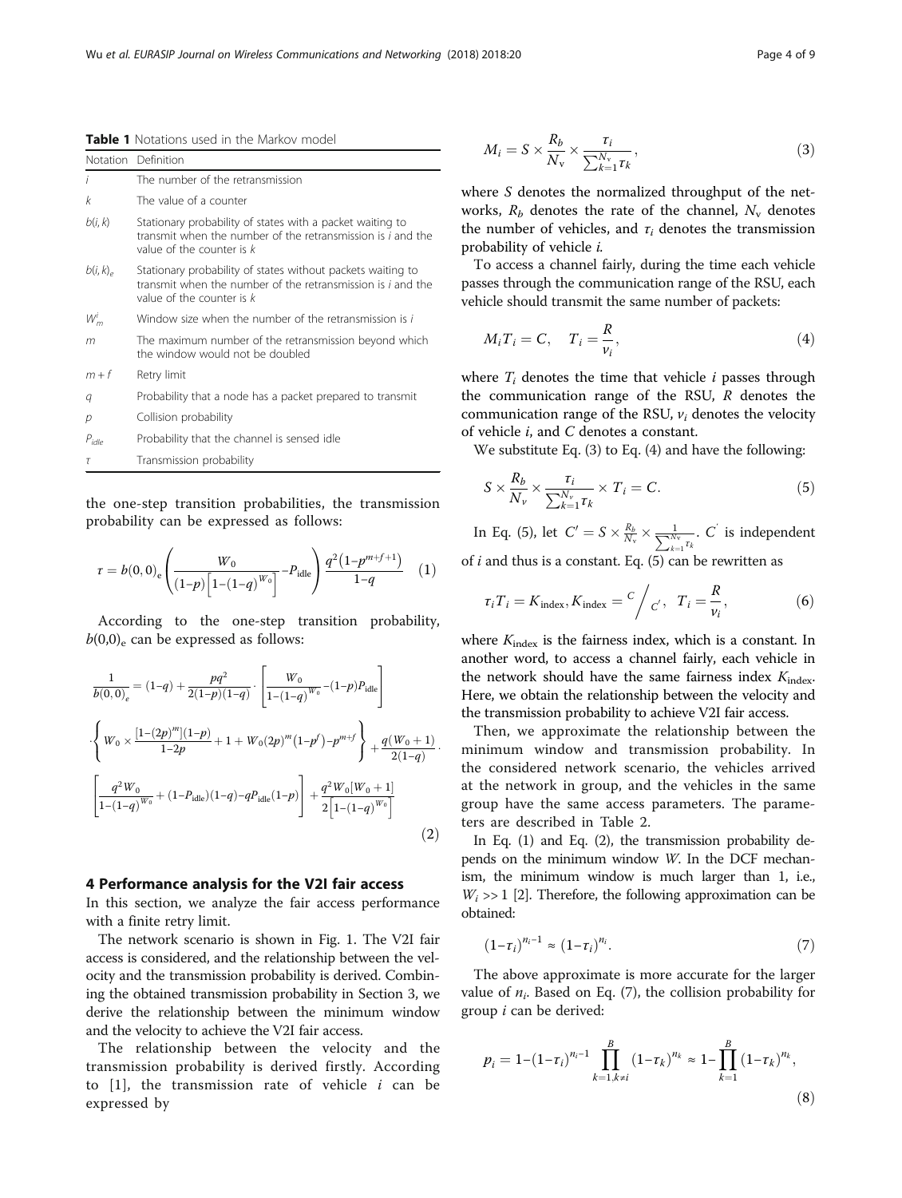**Table 1** Notations used in the Markov model

| Notation | Definition |
|---|---|
| $i$ | The number of the retransmission |
| $k$ | The value of a counter |
| $b(i, k)$ | Stationary probability of states with a packet waiting to transmit when the number of the retransmission is $i$ and the value of the counter is $k$ |
| $b(i, k)_e$ | Stationary probability of states without packets waiting to transmit when the number of the retransmission is $i$ and the value of the counter is $k$ |
| $W_m^i$ | Window size when the number of the retransmission is $i$ |
| $m$ | The maximum number of the retransmission beyond which the window would not be doubled |
| $m + f$ | Retry limit |
| $q$ | Probability that a node has a packet prepared to transmit |
| $p$ | Collision probability |
| $P_{idle}$ | Probability that the channel is sensed idle |
| $\tau$ | Transmission probability |

the one-step transition probabilities, the transmission probability can be expressed as follows:

$$\tau = b(0,0)_e \left( \frac{W_0}{(1-p)\left[1-(1-q)^{W_0}\right]} - P_{\text{idle}} \right) \frac{q^2\left(1-p^{m+f+1}\right)}{1-q} \quad (1)$$

According to the one-step transition probability, $b(0,0)_e$ can be expressed as follows:

$$\begin{aligned} \frac{1}{b(0,0)_e} = &(1-q) + \frac{pq^2}{2(1-p)(1-q)} \cdot \left[ \frac{W_0}{1-(1-q)^{W_0}} - (1-p)P_{\text{idle}} \right] \\ &\cdot \left\{ W_0 \times \frac{[1-(2p)^m](1-p)}{1-2p} + 1 + W_0(2p)^m\left(1-p^f\right) - p^{m+f} \right\} + \frac{q(W_0+1)}{2(1-q)} \cdot \\ &\left[ \frac{q^2 W_0}{1-(1-q)^{W_0}} + (1-P_{\text{idle}})(1-q) - qP_{\text{idle}}(1-p) \right] + \frac{q^2 W_0[W_0+1]}{2\left[1-(1-q)^{W_0}\right]} \end{aligned} \quad (2)$$

## 4 Performance analysis for the V2I fair access

In this section, we analyze the fair access performance with a finite retry limit.

The network scenario is shown in Fig. 1. The V2I fair access is considered, and the relationship between the velocity and the transmission probability is derived. Combining the obtained transmission probability in Section 3, we derive the relationship between the minimum window and the velocity to achieve the V2I fair access.

The relationship between the velocity and the transmission probability is derived firstly. According to [1], the transmission rate of vehicle $i$ can be expressed by

$$M_i = S \times \frac{R_b}{N_v} \times \frac{\tau_i}{\sum_{k=1}^{N_v} \tau_k}, \quad (3)$$

where $S$ denotes the normalized throughput of the networks, $R_b$ denotes the rate of the channel, $N_v$ denotes the number of vehicles, and $\tau_i$ denotes the transmission probability of vehicle $i$.

To access a channel fairly, during the time each vehicle passes through the communication range of the RSU, each vehicle should transmit the same number of packets:

$$M_i T_i = C, \quad T_i = \frac{R}{v_i}, \quad (4)$$

where $T_i$ denotes the time that vehicle $i$ passes through the communication range of the RSU, $R$ denotes the communication range of the RSU, $v_i$ denotes the velocity of vehicle $i$, and $C$ denotes a constant.

We substitute Eq. (3) to Eq. (4) and have the following:

$$S \times \frac{R_b}{N_v} \times \frac{\tau_i}{\sum_{k=1}^{N_v} \tau_k} \times T_i = C. \quad (5)$$

In Eq. (5), let $C' = S \times \frac{R_b}{N_v} \times \frac{1}{\sum_{k=1}^{N_v} \tau_k}$. $C'$ is independent of $i$ and thus is a constant. Eq. (5) can be rewritten as

$$\tau_i T_i = K_{\text{index}}, K_{\text{index}} = {}^{C}\!\big/_{C'}, \quad T_i = \frac{R}{v_i}, \quad (6)$$

where $K_{\text{index}}$ is the fairness index, which is a constant. In another word, to access a channel fairly, each vehicle in the network should have the same fairness index $K_{\text{index}}$. Here, we obtain the relationship between the velocity and the transmission probability to achieve V2I fair access.

Then, we approximate the relationship between the minimum window and transmission probability. In the considered network scenario, the vehicles arrived at the network in group, and the vehicles in the same group have the same access parameters. The parameters are described in Table 2.

In Eq. (1) and Eq. (2), the transmission probability depends on the minimum window $W$. In the DCF mechanism, the minimum window is much larger than 1, i.e., $W_i >> 1$ [2]. Therefore, the following approximation can be obtained:

$$(1-\tau_i)^{n_i-1} \approx (1-\tau_i)^{n_i}. \quad (7)$$

The above approximate is more accurate for the larger value of $n_i$. Based on Eq. (7), the collision probability for group $i$ can be derived:

$$p_i = 1-(1-\tau_i)^{n_i-1} \prod_{k=1,k\neq i}^{B} (1-\tau_k)^{n_k} \approx 1-\prod_{k=1}^{B} (1-\tau_k)^{n_k}, \quad (8)$$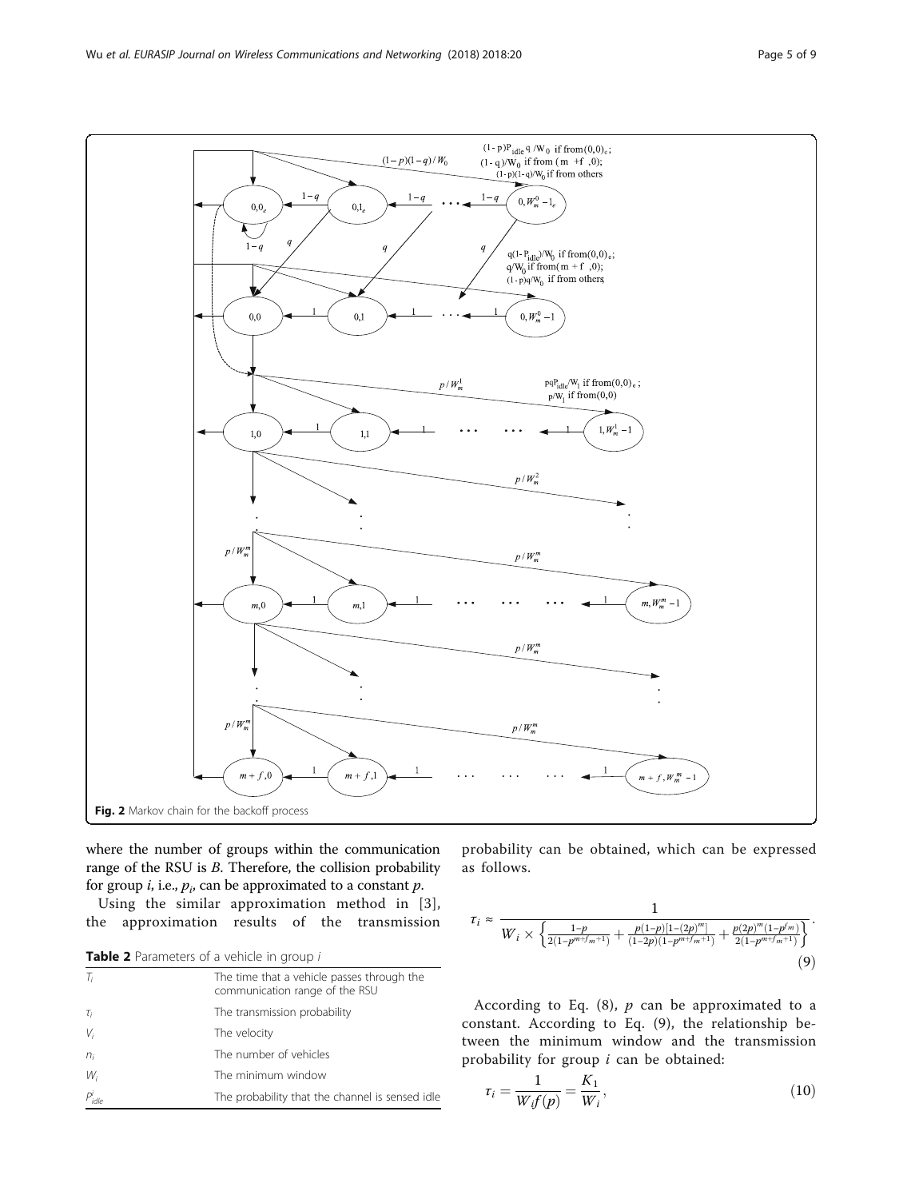Fig. 2 Markov chain for the backoff process

where the number of groups within the communication range of the RSU is $B$. Therefore, the collision probability for group $i$, i.e., $p_i$, can be approximated to a constant $p$.

Using the similar approximation method in [3], the approximation results of the transmission probability can be obtained, which can be expressed as follows.

**Table 2** Parameters of a vehicle in group $i$

| | |
|---|---|
| $T_i$ | The time that a vehicle passes through the communication range of the RSU |
| $\tau_i$ | The transmission probability |
| $V_i$ | The velocity |
| $n_i$ | The number of vehicles |
| $W_i$ | The minimum window |
| $P^i_{idle}$ | The probability that the channel is sensed idle |

$$\tau_i \approx \frac{1}{W_i \times \left\{ \frac{1-p}{2(1-p^{m+f}m+1)} + \frac{p(1-p)[1-(2p)^m]}{(1-2p)(1-p^{m+f}m+1)} + \frac{p(2p)^m(1-p^f m)}{2(1-p^{m+f}m+1)} \right\}}. \tag{9}$$

According to Eq. (8), $p$ can be approximated to a constant. According to Eq. (9), the relationship between the minimum window and the transmission probability for group $i$ can be obtained:

$$\tau_i = \frac{1}{W_i f(p)} = \frac{K_1}{W_i}, \tag{10}$$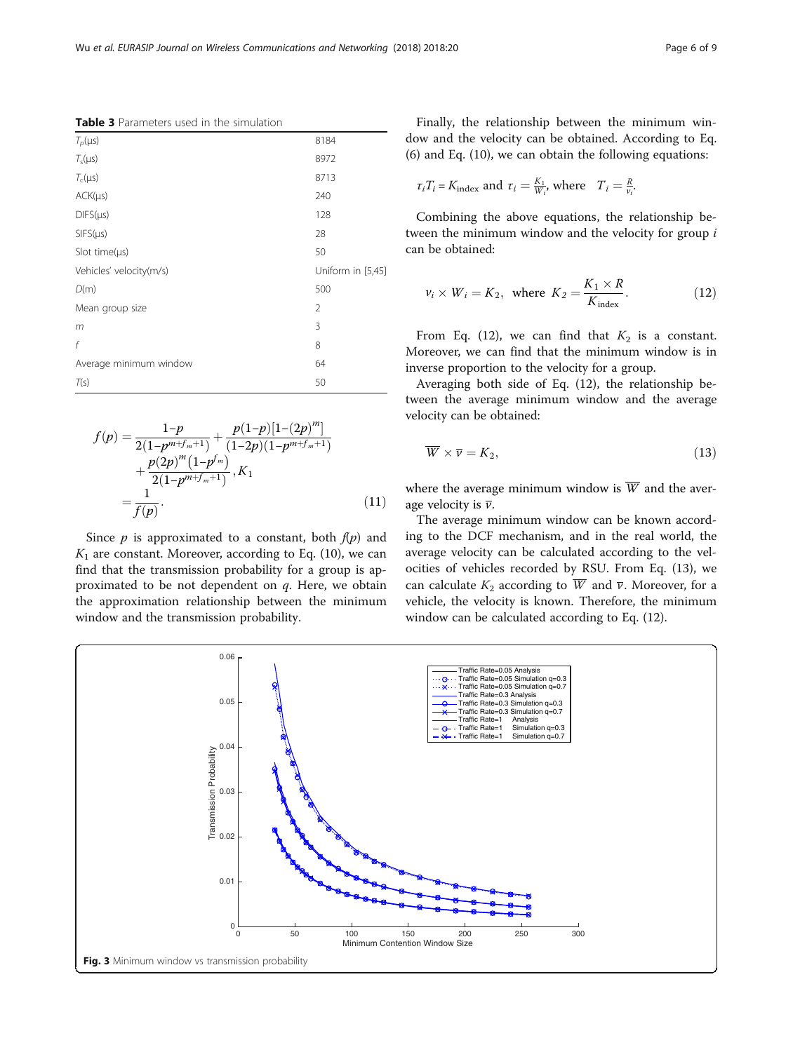**Table 3** Parameters used in the simulation

| | |
|---|---|
| $T_p$(μs) | 8184 |
| $T_s$(μs) | 8972 |
| $T_c$(μs) | 8713 |
| ACK(μs) | 240 |
| DIFS(μs) | 128 |
| SIFS(μs) | 28 |
| Slot time(μs) | 50 |
| Vehicles' velocity(m/s) | Uniform in [5,45] |
| $D$(m) | 500 |
| Mean group size | 2 |
| $m$ | 3 |
| $f$ | 8 |
| Average minimum window | 64 |
| $T$(s) | 50 |

$$f(p) = \frac{1-p}{2(1-p^{m+f_m+1})} + \frac{p(1-p)[1-(2p)^m]}{(1-2p)(1-p^{m+f_m+1})} + \frac{p(2p)^m(1-p^{f_m})}{2(1-p^{m+f_m+1})}, K_1 = \frac{1}{f(p)}. \tag{11}$$

Since $p$ is approximated to a constant, both $f(p)$ and $K_1$ are constant. Moreover, according to Eq. (10), we can find that the transmission probability for a group is approximated to be not dependent on $q$. Here, we obtain the approximation relationship between the minimum window and the transmission probability.

Finally, the relationship between the minimum window and the velocity can be obtained. According to Eq. (6) and Eq. (10), we can obtain the following equations:

$\tau_i T_i = K_{\text{index}}$ and $\tau_i = \frac{K_1}{W_i}$, where $T_i = \frac{R}{v_i}$.

Combining the above equations, the relationship between the minimum window and the velocity for group $i$ can be obtained:

$$v_i \times W_i = K_2, \text{ where } K_2 = \frac{K_1 \times R}{K_{\text{index}}}. \tag{12}$$

From Eq. (12), we can find that $K_2$ is a constant. Moreover, we can find that the minimum window is in inverse proportion to the velocity for a group.

Averaging both side of Eq. (12), the relationship between the average minimum window and the average velocity can be obtained:

$$\overline{W} \times \overline{v} = K_2, \tag{13}$$

where the average minimum window is $\overline{W}$ and the average velocity is $\overline{v}$.

The average minimum window can be known according to the DCF mechanism, and in the real world, the average velocity can be calculated according to the velocities of vehicles recorded by RSU. From Eq. (13), we can calculate $K_2$ according to $\overline{W}$ and $\overline{v}$. Moreover, for a vehicle, the velocity is known. Therefore, the minimum window can be calculated according to Eq. (12).

**Fig. 3** Minimum window vs transmission probability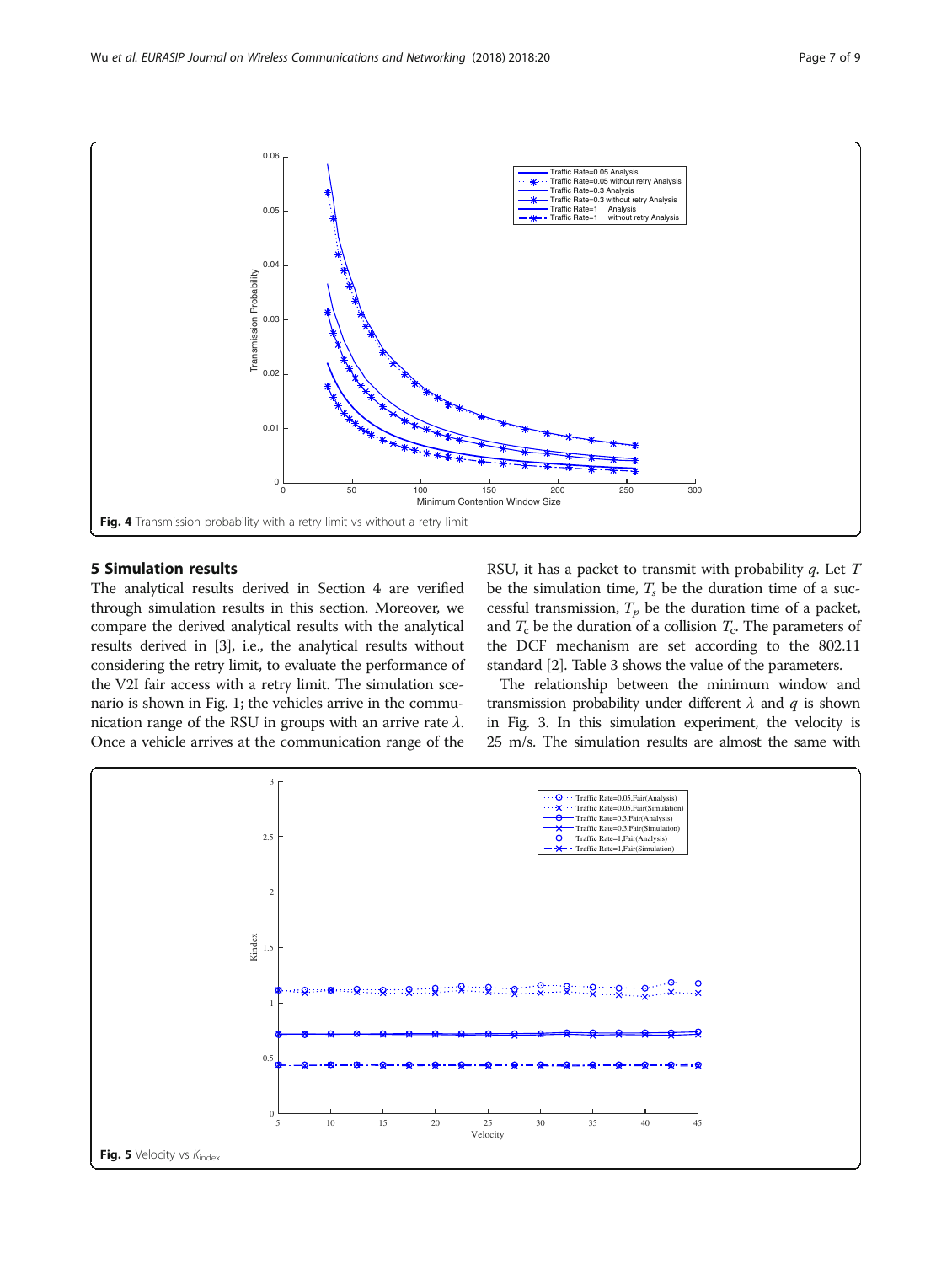Fig. 4 Transmission probability with a retry limit vs without a retry limit

## 5 Simulation results

The analytical results derived in Section 4 are verified through simulation results in this section. Moreover, we compare the derived analytical results with the analytical results derived in [3], i.e., the analytical results without considering the retry limit, to evaluate the performance of the V2I fair access with a retry limit. The simulation scenario is shown in Fig. 1; the vehicles arrive in the communication range of the RSU in groups with an arrive rate $\lambda$. Once a vehicle arrives at the communication range of the RSU, it has a packet to transmit with probability $q$. Let $T$ be the simulation time, $T_s$ be the duration time of a successful transmission, $T_p$ be the duration time of a packet, and $T_c$ be the duration of a collision $T_c$. The parameters of the DCF mechanism are set according to the 802.11 standard [2]. Table 3 shows the value of the parameters.

The relationship between the minimum window and transmission probability under different $\lambda$ and $q$ is shown in Fig. 3. In this simulation experiment, the velocity is 25 m/s. The simulation results are almost the same with

Fig. 5 Velocity vs $K_{\text{index}}$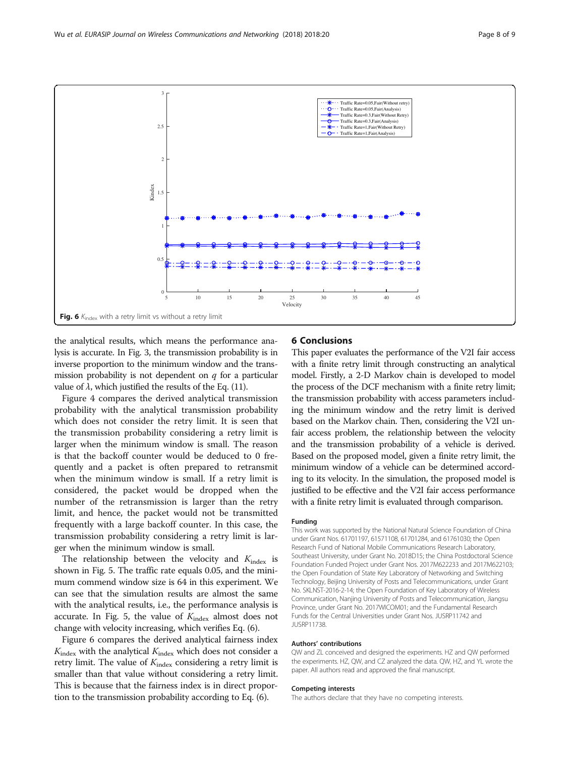Fig. 6 $K_{\text{index}}$ with a retry limit vs without a retry limit

the analytical results, which means the performance analysis is accurate. In Fig. 3, the transmission probability is in inverse proportion to the minimum window and the transmission probability is not dependent on $q$ for a particular value of $\lambda$, which justified the results of the Eq. (11).

Figure 4 compares the derived analytical transmission probability with the analytical transmission probability which does not consider the retry limit. It is seen that the transmission probability considering a retry limit is larger when the minimum window is small. The reason is that the backoff counter would be deduced to 0 frequently and a packet is often prepared to retransmit when the minimum window is small. If a retry limit is considered, the packet would be dropped when the number of the retransmission is larger than the retry limit, and hence, the packet would not be transmitted frequently with a large backoff counter. In this case, the transmission probability considering a retry limit is larger when the minimum window is small.

The relationship between the velocity and $K_{\text{index}}$ is shown in Fig. 5. The traffic rate equals 0.05, and the minimum commend window size is 64 in this experiment. We can see that the simulation results are almost the same with the analytical results, i.e., the performance analysis is accurate. In Fig. 5, the value of $K_{\text{index}}$ almost does not change with velocity increasing, which verifies Eq. (6).

Figure 6 compares the derived analytical fairness index $K_{\text{index}}$ with the analytical $K_{\text{index}}$ which does not consider a retry limit. The value of $K_{\text{index}}$ considering a retry limit is smaller than that value without considering a retry limit. This is because that the fairness index is in direct proportion to the transmission probability according to Eq. (6).

## 6 Conclusions

This paper evaluates the performance of the V2I fair access with a finite retry limit through constructing an analytical model. Firstly, a 2-D Markov chain is developed to model the process of the DCF mechanism with a finite retry limit; the transmission probability with access parameters including the minimum window and the retry limit is derived based on the Markov chain. Then, considering the V2I unfair access problem, the relationship between the velocity and the transmission probability of a vehicle is derived. Based on the proposed model, given a finite retry limit, the minimum window of a vehicle can be determined according to its velocity. In the simulation, the proposed model is justified to be effective and the V2I fair access performance with a finite retry limit is evaluated through comparison.

### Funding

This work was supported by the National Natural Science Foundation of China under Grant Nos. 61701197, 61571108, 61701284, and 61761030; the Open Research Fund of National Mobile Communications Research Laboratory, Southeast University, under Grant No. 2018D15; the China Postdoctoral Science Foundation Funded Project under Grant Nos. 2017M622233 and 2017M622103; the Open Foundation of State Key Laboratory of Networking and Switching Technology, Beijing University of Posts and Telecommunications, under Grant No. SKLNST-2016-2-14; the Open Foundation of Key Laboratory of Wireless Communication, Nanjing University of Posts and Telecommunication, Jiangsu Province, under Grant No. 2017WICOM01; and the Fundamental Research Funds for the Central Universities under Grant Nos. JUSRP11742 and JUSRP11738.

### Authors' contributions

QW and ZL conceived and designed the experiments. HZ and QW performed the experiments. HZ, QW, and CZ analyzed the data. QW, HZ, and YL wrote the paper. All authors read and approved the final manuscript.

### Competing interests

The authors declare that they have no competing interests.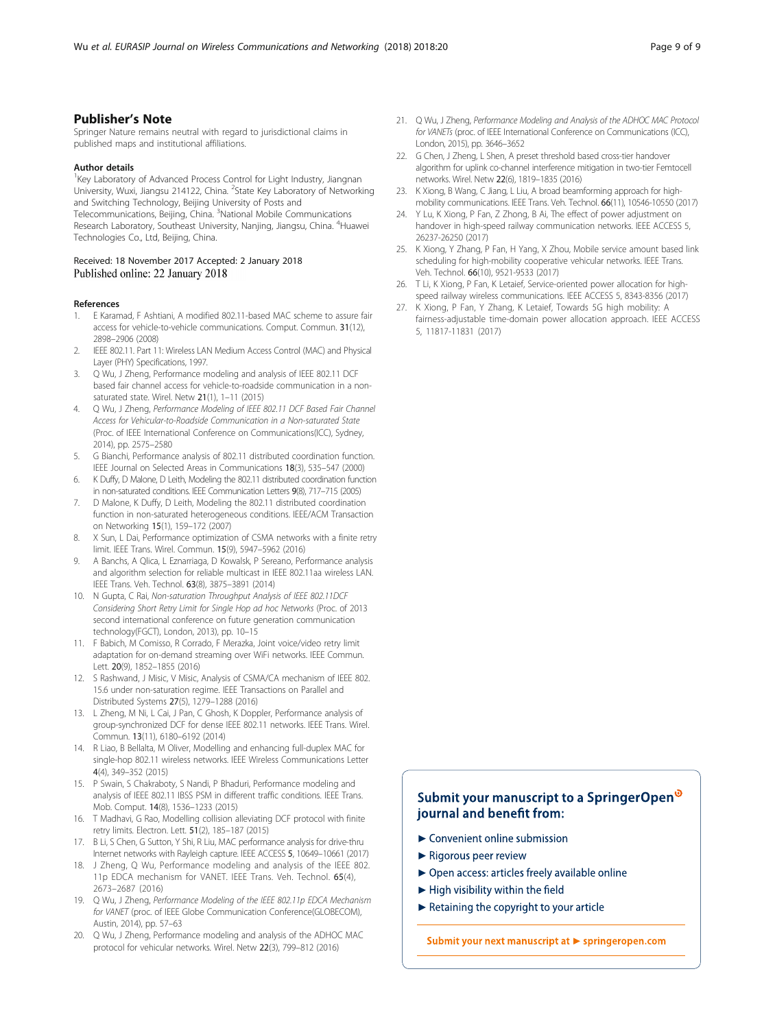## Publisher's Note

Springer Nature remains neutral with regard to jurisdictional claims in published maps and institutional affiliations.

### Author details

[1]Key Laboratory of Advanced Process Control for Light Industry, Jiangnan University, Wuxi, Jiangsu 214122, China. [2]State Key Laboratory of Networking and Switching Technology, Beijing University of Posts and Telecommunications, Beijing, China. [3]National Mobile Communications Research Laboratory, Southeast University, Nanjing, Jiangsu, China. [4]Huawei Technologies Co., Ltd, Beijing, China.

Received: 18 November 2017 Accepted: 2 January 2018
Published online: 22 January 2018

### References

1. E Karamad, F Ashtiani, A modified 802.11-based MAC scheme to assure fair access for vehicle-to-vehicle communications. Comput. Commun. **31**(12), 2898–2906 (2008)
2. IEEE 802.11. Part 11: Wireless LAN Medium Access Control (MAC) and Physical Layer (PHY) Specifications, 1997.
3. Q Wu, J Zheng, Performance modeling and analysis of IEEE 802.11 DCF based fair channel access for vehicle-to-roadside communication in a non-saturated state. Wirel. Netw **21**(1), 1–11 (2015)
4. Q Wu, J Zheng, *Performance Modeling of IEEE 802.11 DCF Based Fair Channel Access for Vehicular-to-Roadside Communication in a Non-saturated State* (Proc. of IEEE International Conference on Communications(ICC), Sydney, 2014), pp. 2575–2580
5. G Bianchi, Performance analysis of 802.11 distributed coordination function. IEEE Journal on Selected Areas in Communications **18**(3), 535–547 (2000)
6. K Duffy, D Malone, D Leith, Modeling the 802.11 distributed coordination function in non-saturated conditions. IEEE Communication Letters **9**(8), 717–715 (2005)
7. D Malone, K Duffy, D Leith, Modeling the 802.11 distributed coordination function in non-saturated heterogeneous conditions. IEEE/ACM Transaction on Networking **15**(1), 159–172 (2007)
8. X Sun, L Dai, Performance optimization of CSMA networks with a finite retry limit. IEEE Trans. Wirel. Commun. **15**(9), 5947–5962 (2016)
9. A Banchs, A Qlica, L Eznarriaga, D Kowalsk, P Sereano, Performance analysis and algorithm selection for reliable multicast in IEEE 802.11aa wireless LAN. IEEE Trans. Veh. Technol. **63**(8), 3875–3891 (2014)
10. N Gupta, C Rai, *Non-saturation Throughput Analysis of IEEE 802.11DCF Considering Short Retry Limit for Single Hop ad hoc Networks* (Proc. of 2013 second international conference on future generation communication technology(FGCT), London, 2013), pp. 10–15
11. F Babich, M Comisso, R Corrado, F Merazka, Joint voice/video retry limit adaptation for on-demand streaming over WiFi networks. IEEE Commun. Lett. **20**(9), 1852–1855 (2016)
12. S Rashwand, J Misic, V Misic, Analysis of CSMA/CA mechanism of IEEE 802. 15.6 under non-saturation regime. IEEE Transactions on Parallel and Distributed Systems **27**(5), 1279–1288 (2016)
13. L Zheng, M Ni, L Cai, J Pan, C Ghosh, K Doppler, Performance analysis of group-synchronized DCF for dense IEEE 802.11 networks. IEEE Trans. Wirel. Commun. **13**(11), 6180–6192 (2014)
14. R Liao, B Bellalta, M Oliver, Modelling and enhancing full-duplex MAC for single-hop 802.11 wireless networks. IEEE Wireless Communications Letter **4**(4), 349–352 (2015)
15. P Swain, S Chakraboty, S Nandi, P Bhaduri, Performance modeling and analysis of IEEE 802.11 IBSS PSM in different traffic conditions. IEEE Trans. Mob. Comput. **14**(8), 1536–1233 (2015)
16. T Madhavi, G Rao, Modelling collision alleviating DCF protocol with finite retry limits. Electron. Lett. **51**(2), 185–187 (2015)
17. B Li, S Chen, G Sutton, Y Shi, R Liu, MAC performance analysis for drive-thru Internet networks with Rayleigh capture. IEEE ACCESS **5**, 10649–10661 (2017)
18. J Zheng, Q Wu, Performance modeling and analysis of the IEEE 802. 11p EDCA mechanism for VANET. IEEE Trans. Veh. Technol. **65**(4), 2673–2687 (2016)
19. Q Wu, J Zheng, *Performance Modeling of the IEEE 802.11p EDCA Mechanism for VANET* (proc. of IEEE Globe Communication Conference(GLOBECOM), Austin, 2014), pp. 57–63
20. Q Wu, J Zheng, Performance modeling and analysis of the ADHOC MAC protocol for vehicular networks. Wirel. Netw **22**(3), 799–812 (2016)
21. Q Wu, J Zheng, *Performance Modeling and Analysis of the ADHOC MAC Protocol for VANETs* (proc. of IEEE International Conference on Communications (ICC), London, 2015), pp. 3646–3652
22. G Chen, J Zheng, L Shen, A preset threshold based cross-tier handover algorithm for uplink co-channel interference mitigation in two-tier Femtocell networks. Wirel. Netw **22**(6), 1819–1835 (2016)
23. K Xiong, B Wang, C Jiang, L Liu, A broad beamforming approach for high-mobility communications. IEEE Trans. Veh. Technol. **66**(11), 10546-10550 (2017)
24. Y Lu, K Xiong, P Fan, Z Zhong, B Ai, The effect of power adjustment on handover in high-speed railway communication networks. IEEE ACCESS 5, 26237-26250 (2017)
25. K Xiong, Y Zhang, P Fan, H Yang, X Zhou, Mobile service amount based link scheduling for high-mobility cooperative vehicular networks. IEEE Trans. Veh. Technol. **66**(10), 9521-9533 (2017)
26. T Li, K Xiong, P Fan, K Letaief, Service-oriented power allocation for high-speed railway wireless communications. IEEE ACCESS 5, 8343-8356 (2017)
27. K Xiong, P Fan, Y Zhang, K Letaief, Towards 5G high mobility: A fairness-adjustable time-domain power allocation approach. IEEE ACCESS 5, 11817-11831 (2017)

**Submit your manuscript to a SpringerOpen journal and benefit from:**

- Convenient online submission
- Rigorous peer review
- Open access: articles freely available online
- High visibility within the field
- Retaining the copyright to your article

**Submit your next manuscript at ▶ springeropen.com**